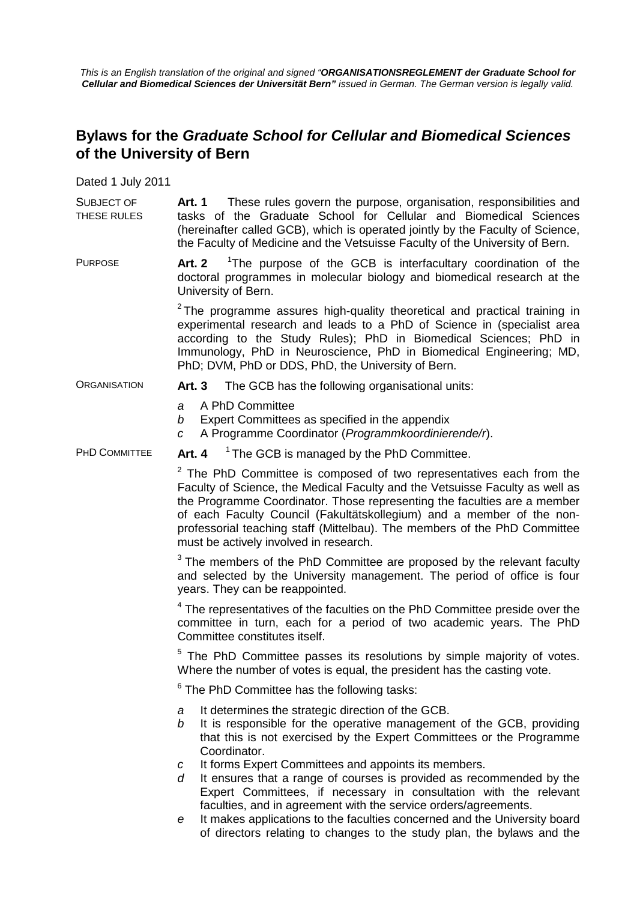*This is an English translation of the original and signed "**ORGANISATIONSREGLEMENT der Graduate School for Cellular and Biomedical Sciences der Universität Bern"** issued in German. The German version is legally valid.*

# Bylaws for the *Graduate School for Cellular and Biomedical Sciences* of the University of Bern

Dated 1 July 2011

SUBJECT OF THESE RULES

**Art. 1** These rules govern the purpose, organisation, responsibilities and tasks of the Graduate School for Cellular and Biomedical Sciences (hereinafter called GCB), which is operated jointly by the Faculty of Science, the Faculty of Medicine and the Vetsuisse Faculty of the University of Bern.

PURPOSE

**Art. 2** [1]The purpose of the GCB is interfacultary coordination of the doctoral programmes in molecular biology and biomedical research at the University of Bern.

[2] The programme assures high-quality theoretical and practical training in experimental research and leads to a PhD of Science in (specialist area according to the Study Rules); PhD in Biomedical Sciences; PhD in Immunology, PhD in Neuroscience, PhD in Biomedical Engineering; MD, PhD; DVM, PhD or DDS, PhD, the University of Bern.

ORGANISATION

**Art. 3** The GCB has the following organisational units:

*a* A PhD Committee
*b* Expert Committees as specified in the appendix
*c* A Programme Coordinator (*Programmkoordinierende/r*).

PHD COMMITTEE

**Art. 4** [1] The GCB is managed by the PhD Committee.

[2] The PhD Committee is composed of two representatives each from the Faculty of Science, the Medical Faculty and the Vetsuisse Faculty as well as the Programme Coordinator. Those representing the faculties are a member of each Faculty Council (Fakultätskollegium) and a member of the non-professorial teaching staff (Mittelbau). The members of the PhD Committee must be actively involved in research.

[3] The members of the PhD Committee are proposed by the relevant faculty and selected by the University management. The period of office is four years. They can be reappointed.

[4] The representatives of the faculties on the PhD Committee preside over the committee in turn, each for a period of two academic years. The PhD Committee constitutes itself.

[5] The PhD Committee passes its resolutions by simple majority of votes. Where the number of votes is equal, the president has the casting vote.

[6] The PhD Committee has the following tasks:

*a* It determines the strategic direction of the GCB.
*b* It is responsible for the operative management of the GCB, providing that this is not exercised by the Expert Committees or the Programme Coordinator.
*c* It forms Expert Committees and appoints its members.
*d* It ensures that a range of courses is provided as recommended by the Expert Committees, if necessary in consultation with the relevant faculties, and in agreement with the service orders/agreements.
*e* It makes applications to the faculties concerned and the University board of directors relating to changes to the study plan, the bylaws and the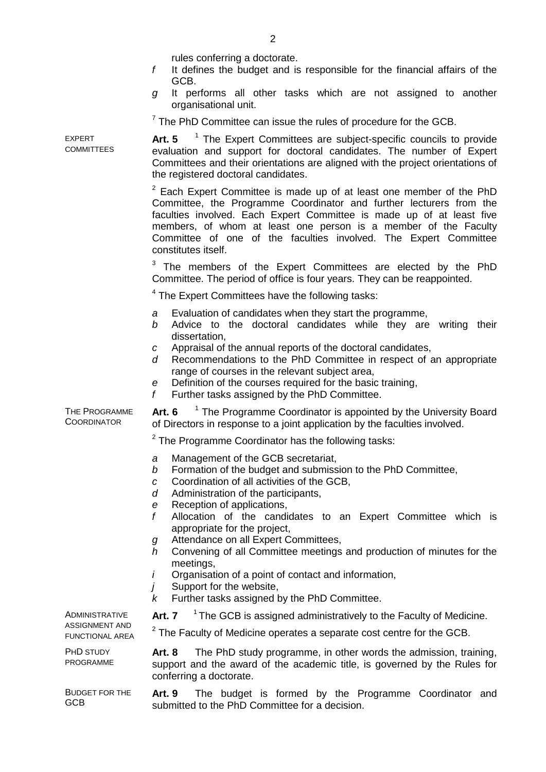rules conferring a doctorate.

*f* It defines the budget and is responsible for the financial affairs of the GCB.

*g* It performs all other tasks which are not assigned to another organisational unit.

[7] The PhD Committee can issue the rules of procedure for the GCB.

**EXPERT COMMITTEES**

**Art. 5** [1] The Expert Committees are subject-specific councils to provide evaluation and support for doctoral candidates. The number of Expert Committees and their orientations are aligned with the project orientations of the registered doctoral candidates.

[2] Each Expert Committee is made up of at least one member of the PhD Committee, the Programme Coordinator and further lecturers from the faculties involved. Each Expert Committee is made up of at least five members, of whom at least one person is a member of the Faculty Committee of one of the faculties involved. The Expert Committee constitutes itself.

[3] The members of the Expert Committees are elected by the PhD Committee. The period of office is four years. They can be reappointed.

[4] The Expert Committees have the following tasks:

*a* Evaluation of candidates when they start the programme,
*b* Advice to the doctoral candidates while they are writing their dissertation,
*c* Appraisal of the annual reports of the doctoral candidates,
*d* Recommendations to the PhD Committee in respect of an appropriate range of courses in the relevant subject area,
*e* Definition of the courses required for the basic training,
*f* Further tasks assigned by the PhD Committee.

**THE PROGRAMME COORDINATOR**

**Art. 6** [1] The Programme Coordinator is appointed by the University Board of Directors in response to a joint application by the faculties involved.

[2] The Programme Coordinator has the following tasks:

*a* Management of the GCB secretariat,
*b* Formation of the budget and submission to the PhD Committee,
*c* Coordination of all activities of the GCB,
*d* Administration of the participants,
*e* Reception of applications,
*f* Allocation of the candidates to an Expert Committee which is appropriate for the project,
*g* Attendance on all Expert Committees,
*h* Convening of all Committee meetings and production of minutes for the meetings,
*i* Organisation of a point of contact and information,
*j* Support for the website,
*k* Further tasks assigned by the PhD Committee.

**ADMINISTRATIVE ASSIGNMENT AND FUNCTIONAL AREA**

**Art. 7** [1] The GCB is assigned administratively to the Faculty of Medicine.

[2] The Faculty of Medicine operates a separate cost centre for the GCB.

**PHD STUDY PROGRAMME**

**Art. 8** The PhD study programme, in other words the admission, training, support and the award of the academic title, is governed by the Rules for conferring a doctorate.

**BUDGET FOR THE GCB**

**Art. 9** The budget is formed by the Programme Coordinator and submitted to the PhD Committee for a decision.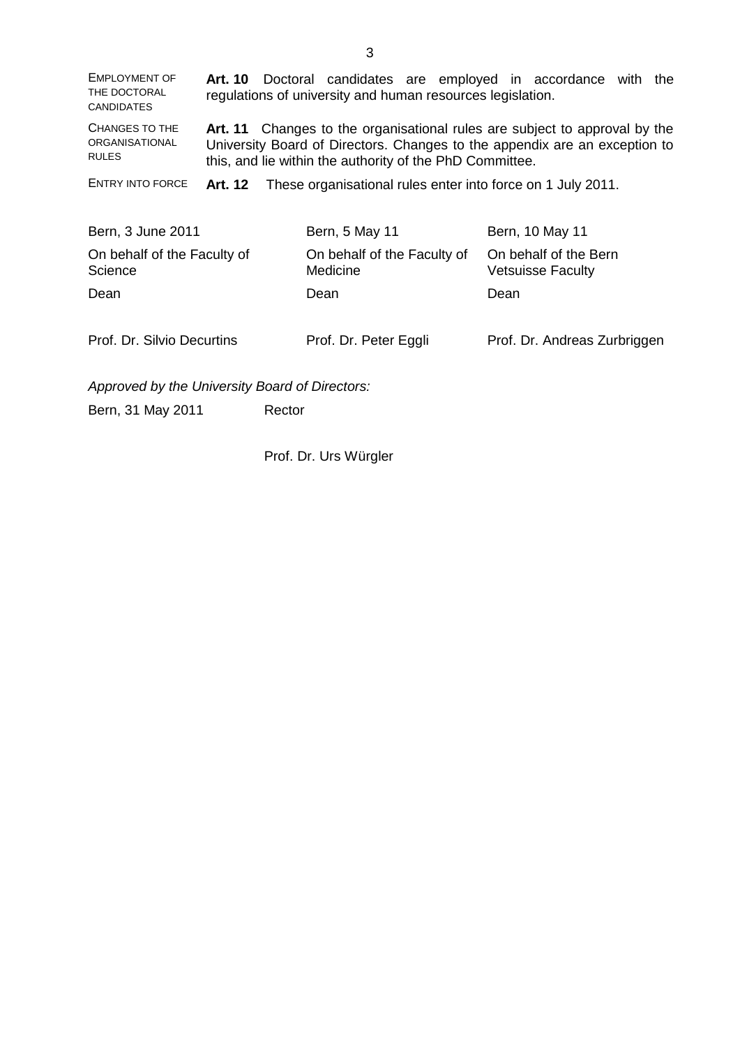EMPLOYMENT OF THE DOCTORAL CANDIDATES

**Art. 10** Doctoral candidates are employed in accordance with the regulations of university and human resources legislation.

CHANGES TO THE ORGANISATIONAL RULES

**Art. 11** Changes to the organisational rules are subject to approval by the University Board of Directors. Changes to the appendix are an exception to this, and lie within the authority of the PhD Committee.

ENTRY INTO FORCE

**Art. 12** These organisational rules enter into force on 1 July 2011.

| | | |
|---|---|---|
| Bern, 3 June 2011 | Bern, 5 May 11 | Bern, 10 May 11 |
| On behalf of the Faculty of Science | On behalf of the Faculty of Medicine | On behalf of the Bern Vetsuisse Faculty |
| Dean | Dean | Dean |
| Prof. Dr. Silvio Decurtins | Prof. Dr. Peter Eggli | Prof. Dr. Andreas Zurbriggen |

*Approved by the University Board of Directors:*

Bern, 31 May 2011 Rector

Prof. Dr. Urs Würgler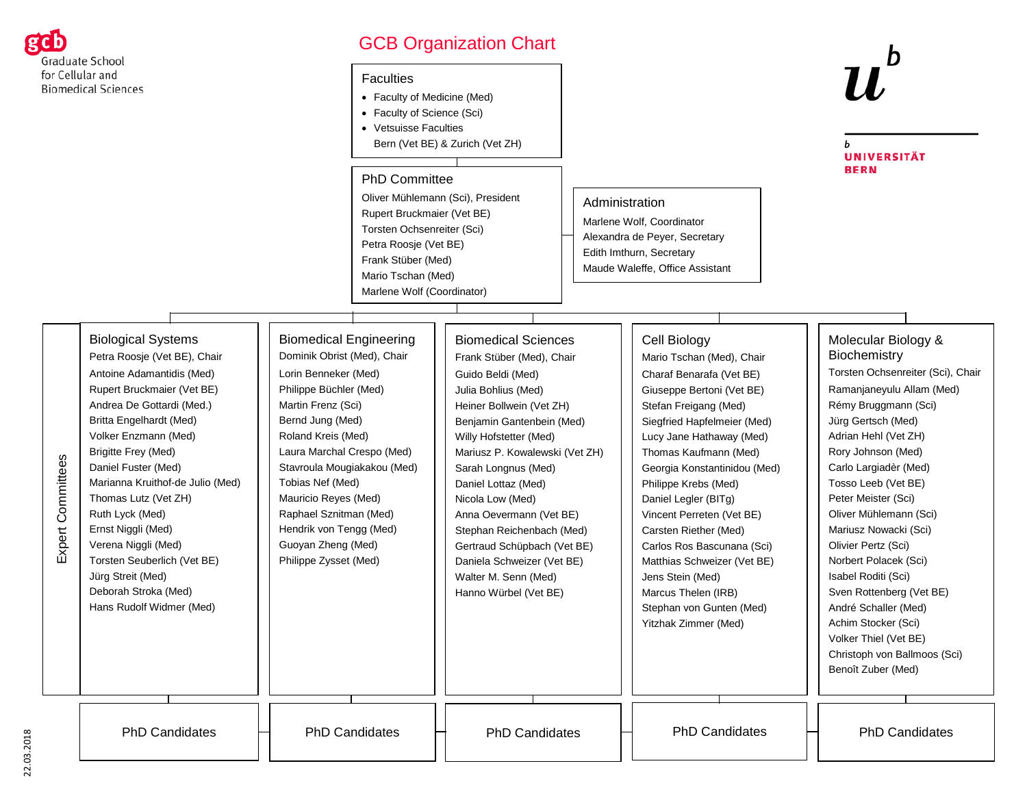Graduate School for Cellular and Biomedical Sciences

# GCB Organization Chart

UNIVERSITÄT BERN

## Faculties

- Faculty of Medicine (Med)
- Faculty of Science (Sci)
- Vetsuisse Faculties
  Bern (Vet BE) & Zurich (Vet ZH)

## PhD Committee

Oliver Mühlemann (Sci), President
Rupert Bruckmaier (Vet BE)
Torsten Ochsenreiter (Sci)
Petra Roosje (Vet BE)
Frank Stüber (Med)
Mario Tschan (Med)
Marlene Wolf (Coordinator)

## Administration

Marlene Wolf, Coordinator
Alexandra de Peyer, Secretary
Edith Imthurn, Secretary
Maude Waleffe, Office Assistant

## Expert Committees

### Biological Systems

Petra Roosje (Vet BE), Chair
Antoine Adamantidis (Med)
Rupert Bruckmaier (Vet BE)
Andrea De Gottardi (Med.)
Britta Engelhardt (Med)
Volker Enzmann (Med)
Brigitte Frey (Med)
Daniel Fuster (Med)
Marianna Kruithof-de Julio (Med)
Thomas Lutz (Vet ZH)
Ruth Lyck (Med)
Ernst Niggli (Med)
Verena Niggli (Med)
Torsten Seuberlich (Vet BE)
Jürg Streit (Med)
Deborah Stroka (Med)
Hans Rudolf Widmer (Med)

PhD Candidates

### Biomedical Engineering

Dominik Obrist (Med), Chair
Lorin Benneker (Med)
Philippe Büchler (Med)
Martin Frenz (Sci)
Bernd Jung (Med)
Roland Kreis (Med)
Laura Marchal Crespo (Med)
Stavroula Mougiakakou (Med)
Tobias Nef (Med)
Mauricio Reyes (Med)
Raphael Sznitman (Med)
Hendrik von Tengg (Med)
Guoyan Zheng (Med)
Philippe Zysset (Med)

PhD Candidates

### Biomedical Sciences

Frank Stüber (Med), Chair
Guido Beldi (Med)
Julia Bohlius (Med)
Heiner Bollwein (Vet ZH)
Benjamin Gantenbein (Med)
Willy Hofstetter (Med)
Mariusz P. Kowalewski (Vet ZH)
Sarah Longnus (Med)
Daniel Lottaz (Med)
Nicola Low (Med)
Anna Oevermann (Vet BE)
Stephan Reichenbach (Med)
Gertraud Schüpbach (Vet BE)
Daniela Schweizer (Vet BE)
Walter M. Senn (Med)
Hanno Würbel (Vet BE)

PhD Candidates

### Cell Biology

Mario Tschan (Med), Chair
Charaf Benarafa (Vet BE)
Giuseppe Bertoni (Vet BE)
Stefan Freigang (Med)
Siegfried Hapfelmeier (Med)
Lucy Jane Hathaway (Med)
Thomas Kaufmann (Med)
Georgia Konstantinidou (Med)
Philippe Krebs (Med)
Daniel Legler (BITg)
Vincent Perreten (Vet BE)
Carsten Riether (Med)
Carlos Ros Bascunana (Sci)
Matthias Schweizer (Vet BE)
Jens Stein (Med)
Marcus Thelen (IRB)
Stephan von Gunten (Med)
Yitzhak Zimmer (Med)

PhD Candidates

### Molecular Biology & Biochemistry

Torsten Ochsenreiter (Sci), Chair
Ramanjaneyulu Allam (Med)
Rémy Bruggmann (Sci)
Jürg Gertsch (Med)
Adrian Hehl (Vet ZH)
Rory Johnson (Med)
Carlo Largiadèr (Med)
Tosso Leeb (Vet BE)
Peter Meister (Sci)
Oliver Mühlemann (Sci)
Mariusz Nowacki (Sci)
Olivier Pertz (Sci)
Norbert Polacek (Sci)
Isabel Roditi (Sci)
Sven Rottenberg (Vet BE)
André Schaller (Med)
Achim Stocker (Sci)
Volker Thiel (Vet BE)
Christoph von Ballmoos (Sci)
Benoît Zuber (Med)

PhD Candidates

22.03.2018